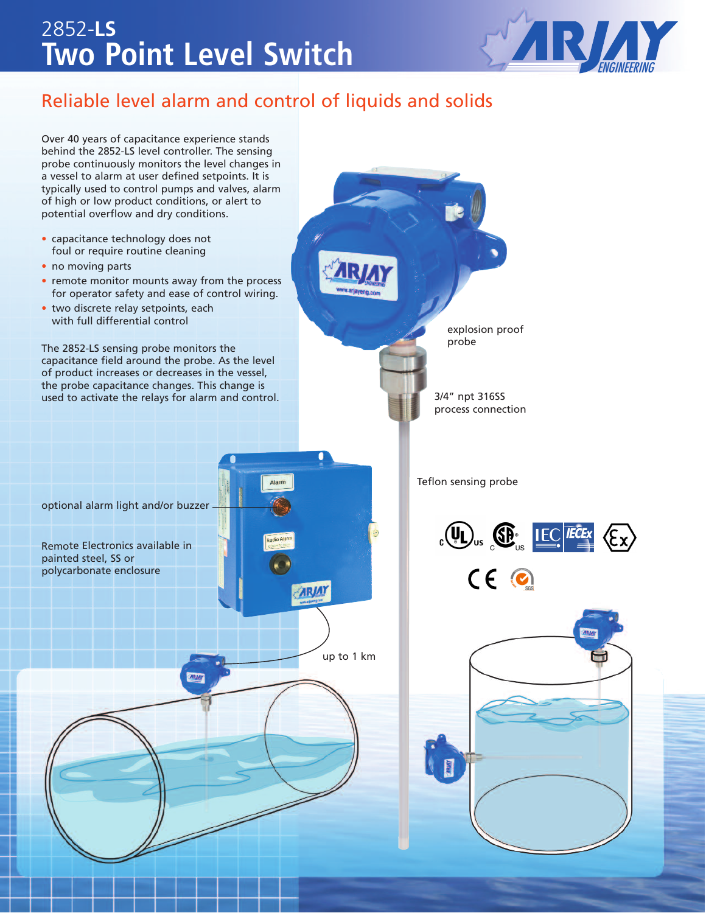# 2852-LS Two Point Level Switch

## Reliable level alarm and control of liquids and solids

Over 40 years of capacitance experience stands behind the 2852-LS level controller. The sensing probe continuously monitors the level changes in a vessel to alarm at user defined setpoints. It is typically used to control pumps and valves, alarm of high or low product conditions, or alert to potential overflow and dry conditions.

- capacitance technology does not foul or require routine cleaning
- no moving parts
- remote monitor mounts away from the process for operator safety and ease of control wiring.
- two discrete relay setpoints, each with full differential control

The 2852-LS sensing probe monitors the capacitance field around the probe. As the level of product increases or decreases in the vessel, the probe capacitance changes. This change is used to activate the relays for alarm and control.

explosion proof probe

3/4" npt 316SS process connection

Teflon sensing probe

optional alarm light and/or buzzer

Remote Electronics available in painted steel, SS or polycarbonate enclosure

up to 1 km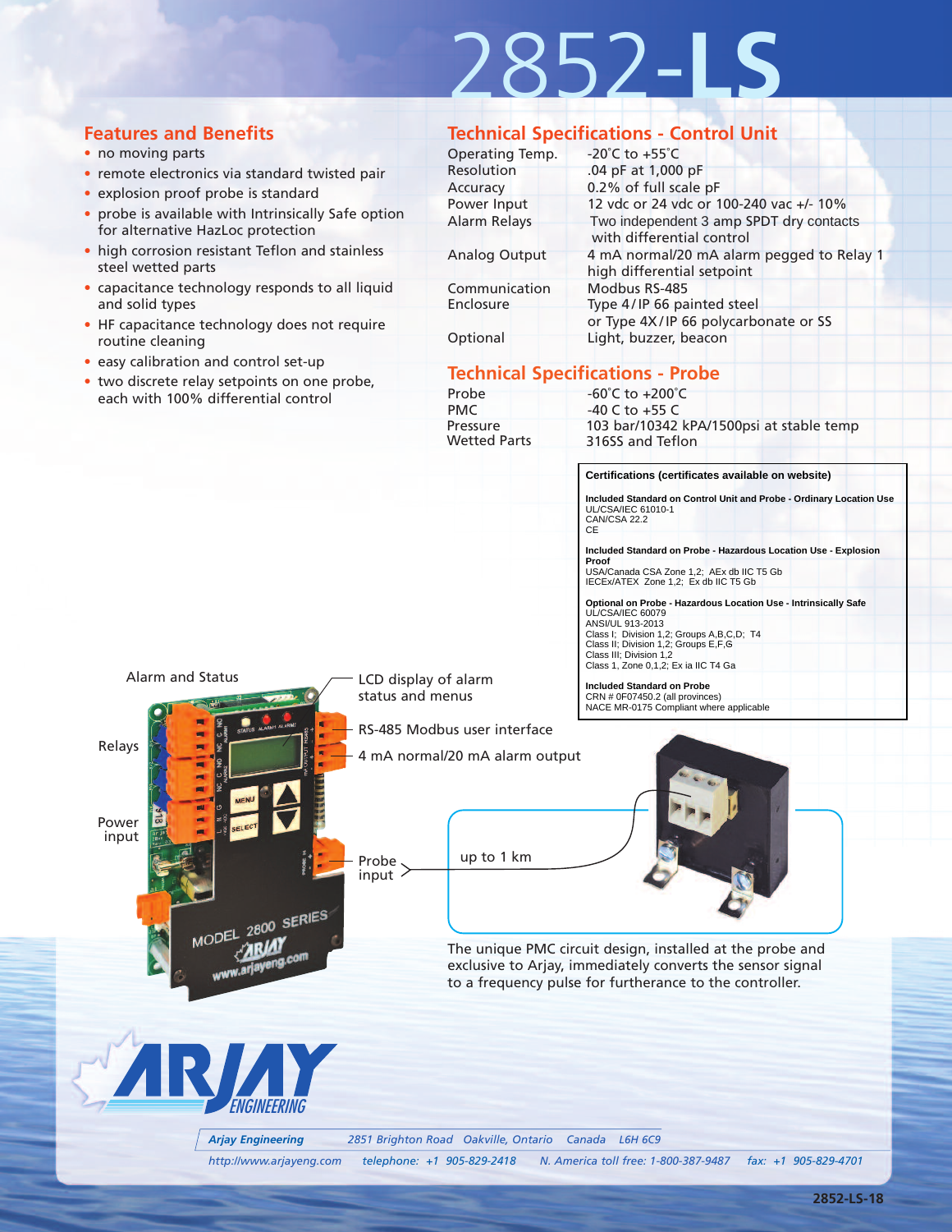# 2852-LS

## Features and Benefits

- no moving parts
- remote electronics via standard twisted pair
- explosion proof probe is standard
- probe is available with Intrinsically Safe option for alternative HazLoc protection
- high corrosion resistant Teflon and stainless steel wetted parts
- capacitance technology responds to all liquid and solid types
- HF capacitance technology does not require routine cleaning
- easy calibration and control set-up
- two discrete relay setpoints on one probe, each with 100% differential control

## Technical Specifications - Control Unit

| | |
|---|---|
| Operating Temp. | -20˚C to +55˚C |
| Resolution | .04 pF at 1,000 pF |
| Accuracy | 0.2% of full scale pF |
| Power Input | 12 vdc or 24 vdc or 100-240 vac +/- 10% |
| Alarm Relays | Two independent 3 amp SPDT dry contacts with differential control |
| Analog Output | 4 mA normal/20 mA alarm pegged to Relay 1 high differential setpoint |
| Communication | Modbus RS-485 |
| Enclosure | Type 4/IP 66 painted steel or Type 4X/IP 66 polycarbonate or SS |
| Optional | Light, buzzer, beacon |

## Technical Specifications - Probe

| | |
|---|---|
| Probe | -60˚C to +200˚C |
| PMC | -40 C to +55 C |
| Pressure | 103 bar/10342 kPA/1500psi at stable temp |
| Wetted Parts | 316SS and Teflon |

**Certifications (certificates available on website)**

**Included Standard on Control Unit and Probe - Ordinary Location Use**
UL/CSA/IEC 61010-1
CAN/CSA 22.2
CE

**Included Standard on Probe - Hazardous Location Use - Explosion Proof**
USA/Canada CSA Zone 1,2; AEx db IIC T5 Gb
IECEx/ATEX Zone 1,2; Ex db IIC T5 Gb

**Optional on Probe - Hazardous Location Use - Intrinsically Safe**
UL/CSA/IEC 60079
ANSI/UL 913-2013
Class I; Division 1,2; Groups A,B,C,D; T4
Class II; Division 1,2; Groups E,F,G
Class III; Division 1,2
Class 1, Zone 0,1,2; Ex ia IIC T4 Ga

**Included Standard on Probe**
CRN # 0F07450.2 (all provinces)
NACE MR-0175 Compliant where applicable

Alarm and Status
Relays
Power input
LCD display of alarm status and menus
RS-485 Modbus user interface
4 mA normal/20 mA alarm output
Probe input
up to 1 km

The unique PMC circuit design, installed at the probe and exclusive to Arjay, immediately converts the sensor signal to a frequency pulse for furtherance to the controller.

*Arjay Engineering* *2851 Brighton Road Oakville, Ontario Canada L6H 6C9*
*http://www.arjayeng.com telephone: +1 905-829-2418 N. America toll free: 1-800-387-9487 fax: +1 905-829-4701*

**2852-LS-18**